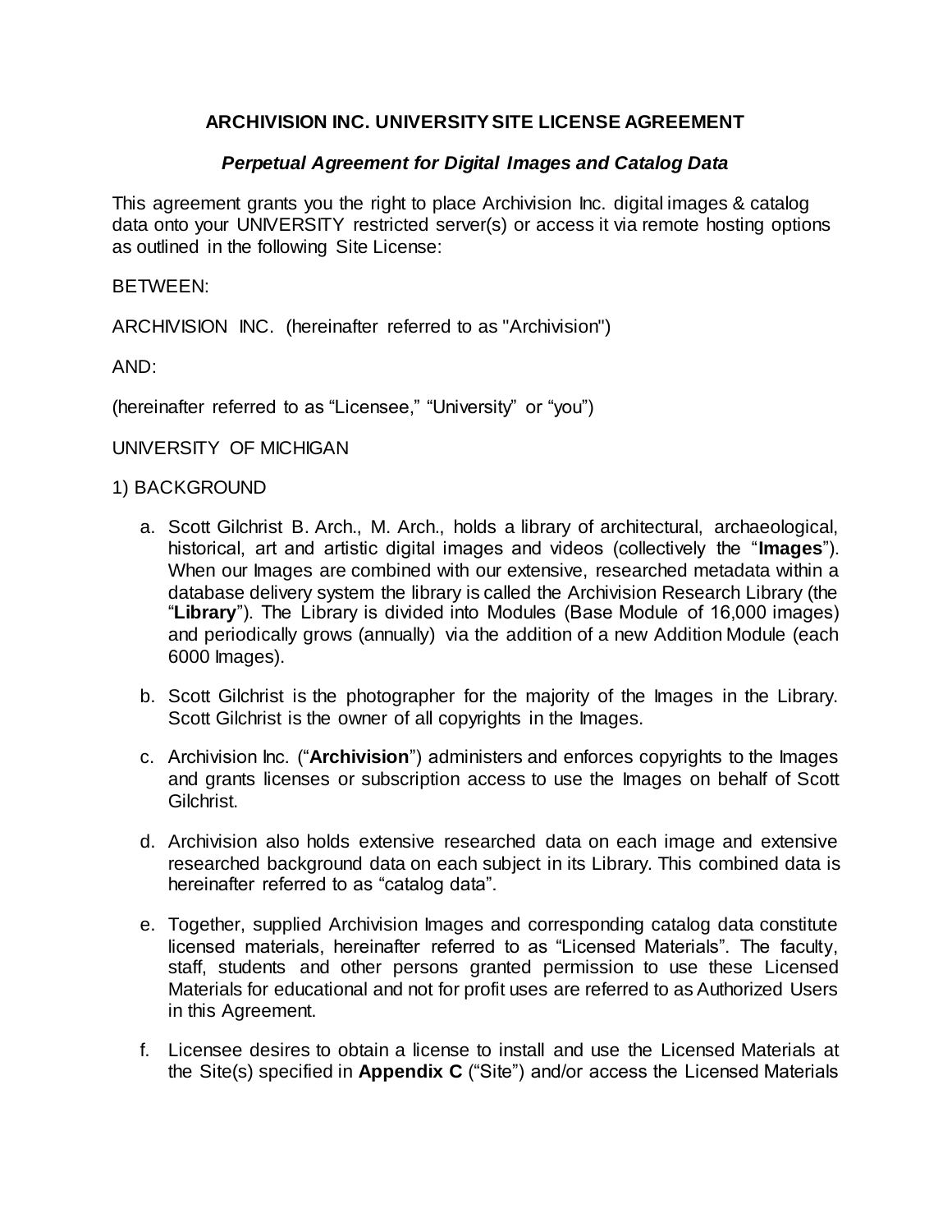**ARCHIVISION INC. UNIVERSITY SITE LICENSE AGREEMENT**

***Perpetual Agreement for Digital Images and Catalog Data***

This agreement grants you the right to place Archivision Inc. digital images & catalog data onto your UNIVERSITY restricted server(s) or access it via remote hosting options as outlined in the following Site License:

BETWEEN:

ARCHIVISION INC. (hereinafter referred to as "Archivision")

AND:

(hereinafter referred to as "Licensee," "University" or "you")

UNIVERSITY OF MICHIGAN

1) BACKGROUND

a. Scott Gilchrist B. Arch., M. Arch., holds a library of architectural, archaeological, historical, art and artistic digital images and videos (collectively the "**Images**"). When our Images are combined with our extensive, researched metadata within a database delivery system the library is called the Archivision Research Library (the "**Library**"). The Library is divided into Modules (Base Module of 16,000 images) and periodically grows (annually) via the addition of a new Addition Module (each 6000 Images).

b. Scott Gilchrist is the photographer for the majority of the Images in the Library. Scott Gilchrist is the owner of all copyrights in the Images.

c. Archivision Inc. ("**Archivision**") administers and enforces copyrights to the Images and grants licenses or subscription access to use the Images on behalf of Scott Gilchrist.

d. Archivision also holds extensive researched data on each image and extensive researched background data on each subject in its Library. This combined data is hereinafter referred to as "catalog data".

e. Together, supplied Archivision Images and corresponding catalog data constitute licensed materials, hereinafter referred to as "Licensed Materials". The faculty, staff, students and other persons granted permission to use these Licensed Materials for educational and not for profit uses are referred to as Authorized Users in this Agreement.

f. Licensee desires to obtain a license to install and use the Licensed Materials at the Site(s) specified in **Appendix C** ("Site") and/or access the Licensed Materials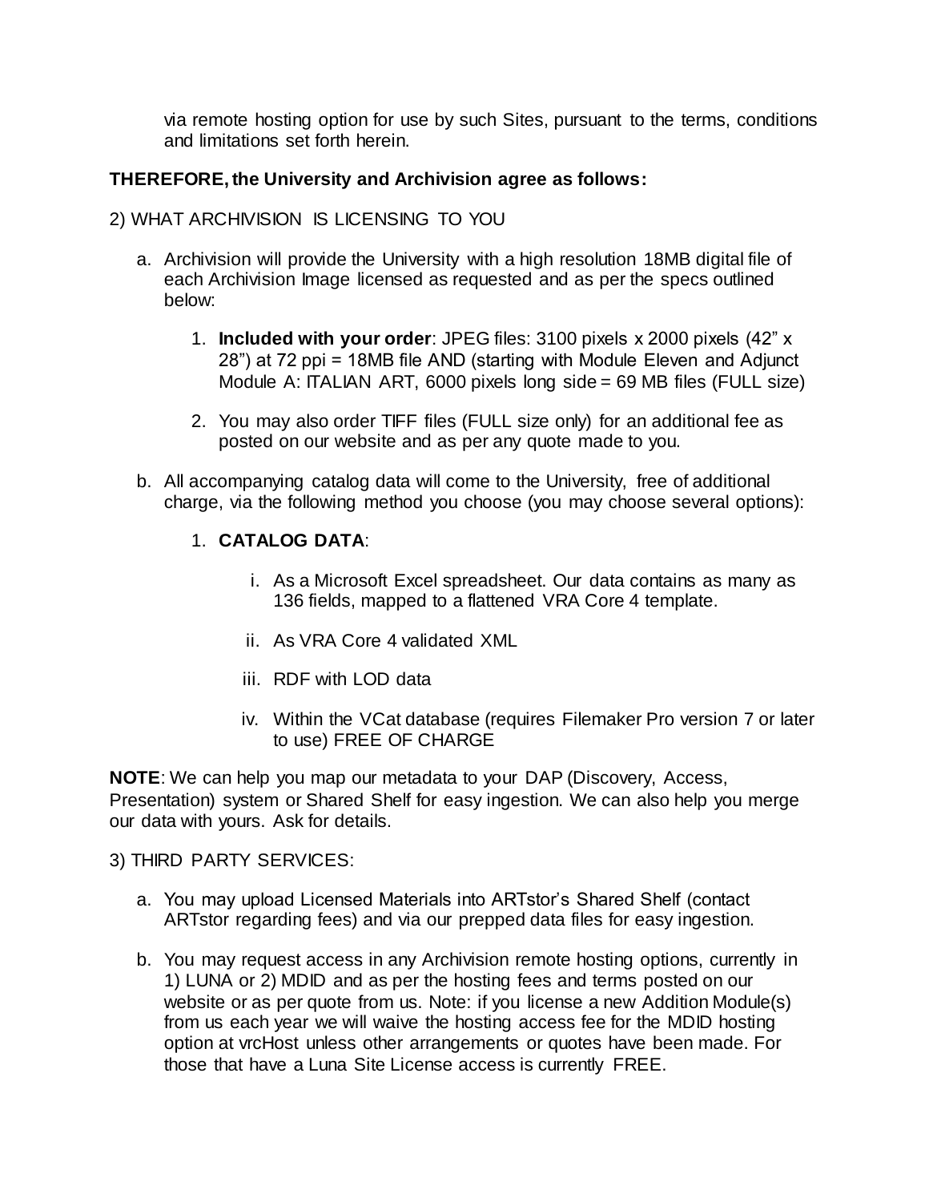via remote hosting option for use by such Sites, pursuant to the terms, conditions and limitations set forth herein.

**THEREFORE, the University and Archivision agree as follows:**

2) WHAT ARCHIVISION IS LICENSING TO YOU

a. Archivision will provide the University with a high resolution 18MB digital file of each Archivision Image licensed as requested and as per the specs outlined below:

   1. **Included with your order**: JPEG files: 3100 pixels x 2000 pixels (42" x 28") at 72 ppi = 18MB file AND (starting with Module Eleven and Adjunct Module A: ITALIAN ART, 6000 pixels long side = 69 MB files (FULL size)

   2. You may also order TIFF files (FULL size only) for an additional fee as posted on our website and as per any quote made to you.

b. All accompanying catalog data will come to the University, free of additional charge, via the following method you choose (you may choose several options):

   1. **CATALOG DATA**:

      i. As a Microsoft Excel spreadsheet. Our data contains as many as 136 fields, mapped to a flattened VRA Core 4 template.

      ii. As VRA Core 4 validated XML

      iii. RDF with LOD data

      iv. Within the VCat database (requires Filemaker Pro version 7 or later to use) FREE OF CHARGE

**NOTE**: We can help you map our metadata to your DAP (Discovery, Access, Presentation) system or Shared Shelf for easy ingestion. We can also help you merge our data with yours. Ask for details.

3) THIRD PARTY SERVICES:

a. You may upload Licensed Materials into ARTstor's Shared Shelf (contact ARTstor regarding fees) and via our prepped data files for easy ingestion.

b. You may request access in any Archivision remote hosting options, currently in 1) LUNA or 2) MDID and as per the hosting fees and terms posted on our website or as per quote from us. Note: if you license a new Addition Module(s) from us each year we will waive the hosting access fee for the MDID hosting option at vrcHost unless other arrangements or quotes have been made. For those that have a Luna Site License access is currently FREE.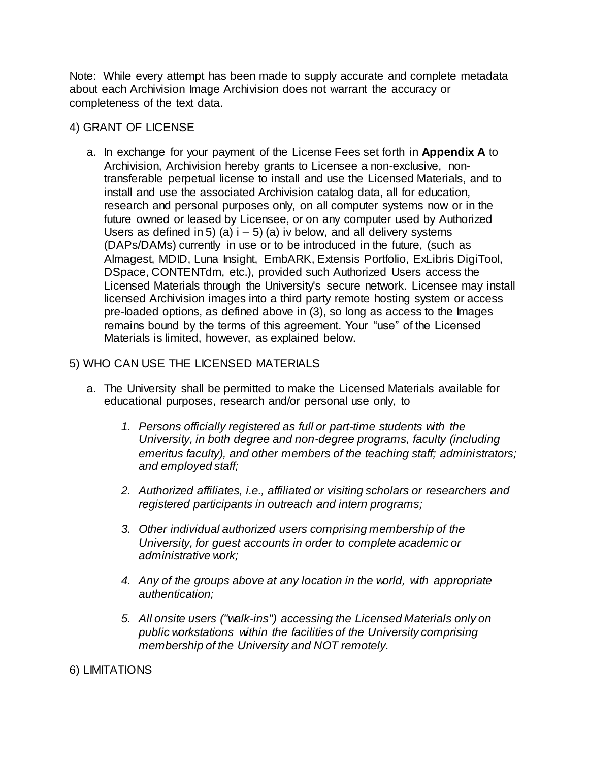Note: While every attempt has been made to supply accurate and complete metadata about each Archivision Image Archivision does not warrant the accuracy or completeness of the text data.

4) GRANT OF LICENSE

a. In exchange for your payment of the License Fees set forth in **Appendix A** to Archivision, Archivision hereby grants to Licensee a non-exclusive, non-transferable perpetual license to install and use the Licensed Materials, and to install and use the associated Archivision catalog data, all for education, research and personal purposes only, on all computer systems now or in the future owned or leased by Licensee, or on any computer used by Authorized Users as defined in 5) (a) i – 5) (a) iv below, and all delivery systems (DAPs/DAMs) currently in use or to be introduced in the future, (such as Almagest, MDID, Luna Insight, EmbARK, Extensis Portfolio, ExLibris DigiTool, DSpace, CONTENTdm, etc.), provided such Authorized Users access the Licensed Materials through the University's secure network. Licensee may install licensed Archivision images into a third party remote hosting system or access pre-loaded options, as defined above in (3), so long as access to the Images remains bound by the terms of this agreement. Your "use" of the Licensed Materials is limited, however, as explained below.

5) WHO CAN USE THE LICENSED MATERIALS

a. The University shall be permitted to make the Licensed Materials available for educational purposes, research and/or personal use only, to

   1. *Persons officially registered as full or part-time students with the University, in both degree and non-degree programs, faculty (including emeritus faculty), and other members of the teaching staff; administrators; and employed staff;*

   2. *Authorized affiliates, i.e., affiliated or visiting scholars or researchers and registered participants in outreach and intern programs;*

   3. *Other individual authorized users comprising membership of the University, for guest accounts in order to complete academic or administrative work;*

   4. *Any of the groups above at any location in the world, with appropriate authentication;*

   5. *All onsite users ("walk-ins") accessing the Licensed Materials only on public workstations within the facilities of the University comprising membership of the University and NOT remotely.*

6) LIMITATIONS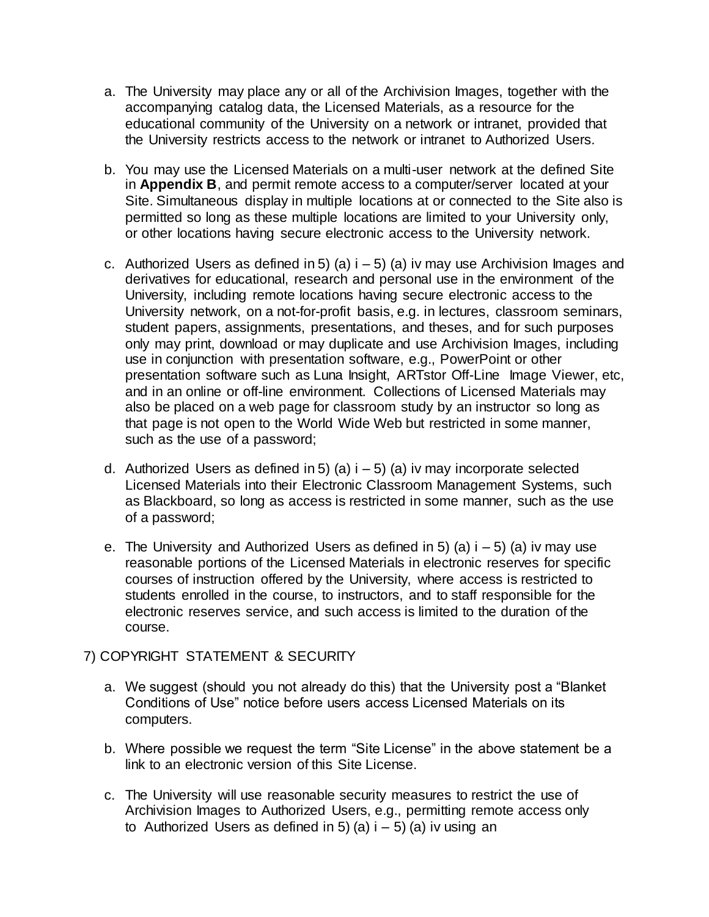a. The University may place any or all of the Archivision Images, together with the accompanying catalog data, the Licensed Materials, as a resource for the educational community of the University on a network or intranet, provided that the University restricts access to the network or intranet to Authorized Users.

b. You may use the Licensed Materials on a multi-user network at the defined Site in **Appendix B**, and permit remote access to a computer/server located at your Site. Simultaneous display in multiple locations at or connected to the Site also is permitted so long as these multiple locations are limited to your University only, or other locations having secure electronic access to the University network.

c. Authorized Users as defined in 5) (a) i – 5) (a) iv may use Archivision Images and derivatives for educational, research and personal use in the environment of the University, including remote locations having secure electronic access to the University network, on a not-for-profit basis, e.g. in lectures, classroom seminars, student papers, assignments, presentations, and theses, and for such purposes only may print, download or may duplicate and use Archivision Images, including use in conjunction with presentation software, e.g., PowerPoint or other presentation software such as Luna Insight, ARTstor Off-Line Image Viewer, etc, and in an online or off-line environment. Collections of Licensed Materials may also be placed on a web page for classroom study by an instructor so long as that page is not open to the World Wide Web but restricted in some manner, such as the use of a password;

d. Authorized Users as defined in 5) (a) i – 5) (a) iv may incorporate selected Licensed Materials into their Electronic Classroom Management Systems, such as Blackboard, so long as access is restricted in some manner, such as the use of a password;

e. The University and Authorized Users as defined in 5) (a) i – 5) (a) iv may use reasonable portions of the Licensed Materials in electronic reserves for specific courses of instruction offered by the University, where access is restricted to students enrolled in the course, to instructors, and to staff responsible for the electronic reserves service, and such access is limited to the duration of the course.

7) COPYRIGHT STATEMENT & SECURITY

a. We suggest (should you not already do this) that the University post a "Blanket Conditions of Use" notice before users access Licensed Materials on its computers.

b. Where possible we request the term "Site License" in the above statement be a link to an electronic version of this Site License.

c. The University will use reasonable security measures to restrict the use of Archivision Images to Authorized Users, e.g., permitting remote access only to Authorized Users as defined in 5) (a) i – 5) (a) iv using an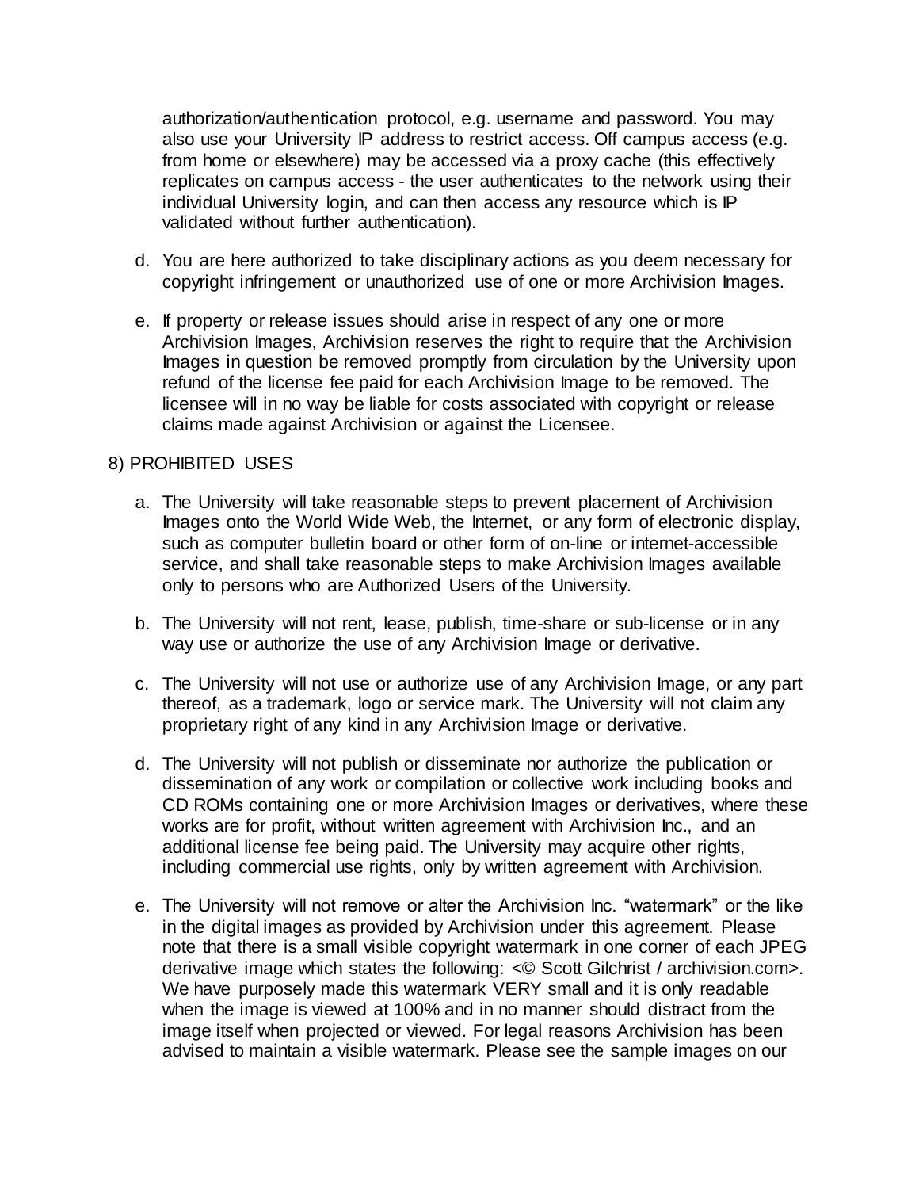authorization/authentication protocol, e.g. username and password. You may also use your University IP address to restrict access. Off campus access (e.g. from home or elsewhere) may be accessed via a proxy cache (this effectively replicates on campus access - the user authenticates to the network using their individual University login, and can then access any resource which is IP validated without further authentication).

d. You are here authorized to take disciplinary actions as you deem necessary for copyright infringement or unauthorized use of one or more Archivision Images.

e. If property or release issues should arise in respect of any one or more Archivision Images, Archivision reserves the right to require that the Archivision Images in question be removed promptly from circulation by the University upon refund of the license fee paid for each Archivision Image to be removed. The licensee will in no way be liable for costs associated with copyright or release claims made against Archivision or against the Licensee.

8) PROHIBITED USES

a. The University will take reasonable steps to prevent placement of Archivision Images onto the World Wide Web, the Internet, or any form of electronic display, such as computer bulletin board or other form of on-line or internet-accessible service, and shall take reasonable steps to make Archivision Images available only to persons who are Authorized Users of the University.

b. The University will not rent, lease, publish, time-share or sub-license or in any way use or authorize the use of any Archivision Image or derivative.

c. The University will not use or authorize use of any Archivision Image, or any part thereof, as a trademark, logo or service mark. The University will not claim any proprietary right of any kind in any Archivision Image or derivative.

d. The University will not publish or disseminate nor authorize the publication or dissemination of any work or compilation or collective work including books and CD ROMs containing one or more Archivision Images or derivatives, where these works are for profit, without written agreement with Archivision Inc., and an additional license fee being paid. The University may acquire other rights, including commercial use rights, only by written agreement with Archivision.

e. The University will not remove or alter the Archivision Inc. "watermark" or the like in the digital images as provided by Archivision under this agreement. Please note that there is a small visible copyright watermark in one corner of each JPEG derivative image which states the following: <© Scott Gilchrist / archivision.com>. We have purposely made this watermark VERY small and it is only readable when the image is viewed at 100% and in no manner should distract from the image itself when projected or viewed. For legal reasons Archivision has been advised to maintain a visible watermark. Please see the sample images on our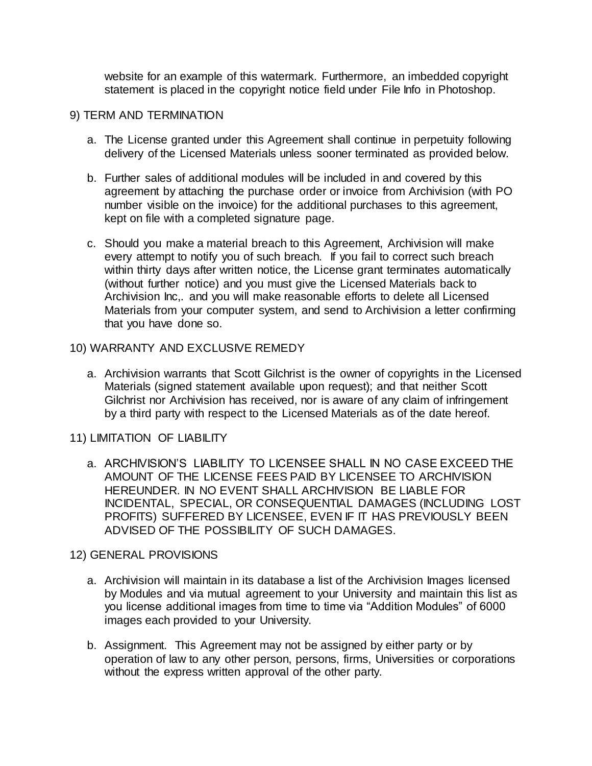website for an example of this watermark. Furthermore, an imbedded copyright statement is placed in the copyright notice field under File Info in Photoshop.

9) TERM AND TERMINATION

a. The License granted under this Agreement shall continue in perpetuity following delivery of the Licensed Materials unless sooner terminated as provided below.

b. Further sales of additional modules will be included in and covered by this agreement by attaching the purchase order or invoice from Archivision (with PO number visible on the invoice) for the additional purchases to this agreement, kept on file with a completed signature page.

c. Should you make a material breach to this Agreement, Archivision will make every attempt to notify you of such breach. If you fail to correct such breach within thirty days after written notice, the License grant terminates automatically (without further notice) and you must give the Licensed Materials back to Archivision Inc,. and you will make reasonable efforts to delete all Licensed Materials from your computer system, and send to Archivision a letter confirming that you have done so.

10) WARRANTY AND EXCLUSIVE REMEDY

a. Archivision warrants that Scott Gilchrist is the owner of copyrights in the Licensed Materials (signed statement available upon request); and that neither Scott Gilchrist nor Archivision has received, nor is aware of any claim of infringement by a third party with respect to the Licensed Materials as of the date hereof.

11) LIMITATION OF LIABILITY

a. ARCHIVISION'S LIABILITY TO LICENSEE SHALL IN NO CASE EXCEED THE AMOUNT OF THE LICENSE FEES PAID BY LICENSEE TO ARCHIVISION HEREUNDER. IN NO EVENT SHALL ARCHIVISION BE LIABLE FOR INCIDENTAL, SPECIAL, OR CONSEQUENTIAL DAMAGES (INCLUDING LOST PROFITS) SUFFERED BY LICENSEE, EVEN IF IT HAS PREVIOUSLY BEEN ADVISED OF THE POSSIBILITY OF SUCH DAMAGES.

12) GENERAL PROVISIONS

a. Archivision will maintain in its database a list of the Archivision Images licensed by Modules and via mutual agreement to your University and maintain this list as you license additional images from time to time via "Addition Modules" of 6000 images each provided to your University.

b. Assignment. This Agreement may not be assigned by either party or by operation of law to any other person, persons, firms, Universities or corporations without the express written approval of the other party.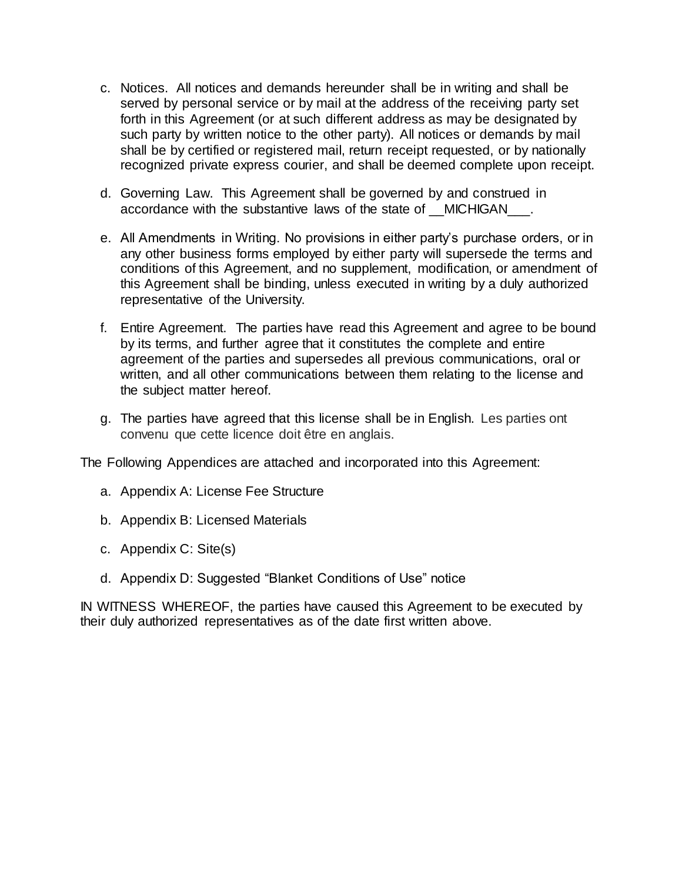c. Notices. All notices and demands hereunder shall be in writing and shall be served by personal service or by mail at the address of the receiving party set forth in this Agreement (or at such different address as may be designated by such party by written notice to the other party). All notices or demands by mail shall be by certified or registered mail, return receipt requested, or by nationally recognized private express courier, and shall be deemed complete upon receipt.

d. Governing Law. This Agreement shall be governed by and construed in accordance with the substantive laws of the state of __MICHIGAN___.

e. All Amendments in Writing. No provisions in either party's purchase orders, or in any other business forms employed by either party will supersede the terms and conditions of this Agreement, and no supplement, modification, or amendment of this Agreement shall be binding, unless executed in writing by a duly authorized representative of the University.

f. Entire Agreement. The parties have read this Agreement and agree to be bound by its terms, and further agree that it constitutes the complete and entire agreement of the parties and supersedes all previous communications, oral or written, and all other communications between them relating to the license and the subject matter hereof.

g. The parties have agreed that this license shall be in English. Les parties ont convenu que cette licence doit être en anglais.

The Following Appendices are attached and incorporated into this Agreement:

a. Appendix A: License Fee Structure

b. Appendix B: Licensed Materials

c. Appendix C: Site(s)

d. Appendix D: Suggested "Blanket Conditions of Use" notice

IN WITNESS WHEREOF, the parties have caused this Agreement to be executed by their duly authorized representatives as of the date first written above.